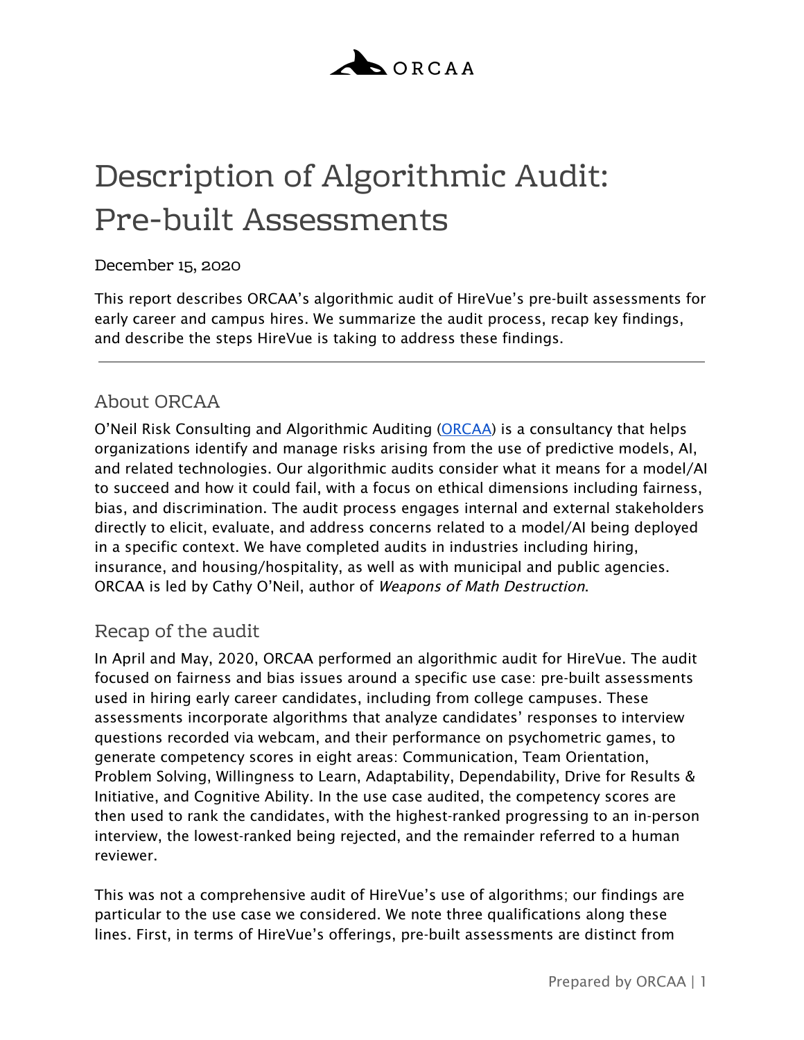ORCAA

# Description of Algorithmic Audit: Pre-built Assessments

December 15, 2020

This report describes ORCAA's algorithmic audit of HireVue's pre-built assessments for early career and campus hires. We summarize the audit process, recap key findings, and describe the steps HireVue is taking to address these findings.

---

## About ORCAA

O'Neil Risk Consulting and Algorithmic Auditing (ORCAA) is a consultancy that helps organizations identify and manage risks arising from the use of predictive models, AI, and related technologies. Our algorithmic audits consider what it means for a model/AI to succeed and how it could fail, with a focus on ethical dimensions including fairness, bias, and discrimination. The audit process engages internal and external stakeholders directly to elicit, evaluate, and address concerns related to a model/AI being deployed in a specific context. We have completed audits in industries including hiring, insurance, and housing/hospitality, as well as with municipal and public agencies. ORCAA is led by Cathy O'Neil, author of *Weapons of Math Destruction*.

## Recap of the audit

In April and May, 2020, ORCAA performed an algorithmic audit for HireVue. The audit focused on fairness and bias issues around a specific use case: pre-built assessments used in hiring early career candidates, including from college campuses. These assessments incorporate algorithms that analyze candidates' responses to interview questions recorded via webcam, and their performance on psychometric games, to generate competency scores in eight areas: Communication, Team Orientation, Problem Solving, Willingness to Learn, Adaptability, Dependability, Drive for Results & Initiative, and Cognitive Ability. In the use case audited, the competency scores are then used to rank the candidates, with the highest-ranked progressing to an in-person interview, the lowest-ranked being rejected, and the remainder referred to a human reviewer.

This was not a comprehensive audit of HireVue's use of algorithms; our findings are particular to the use case we considered. We note three qualifications along these lines. First, in terms of HireVue's offerings, pre-built assessments are distinct from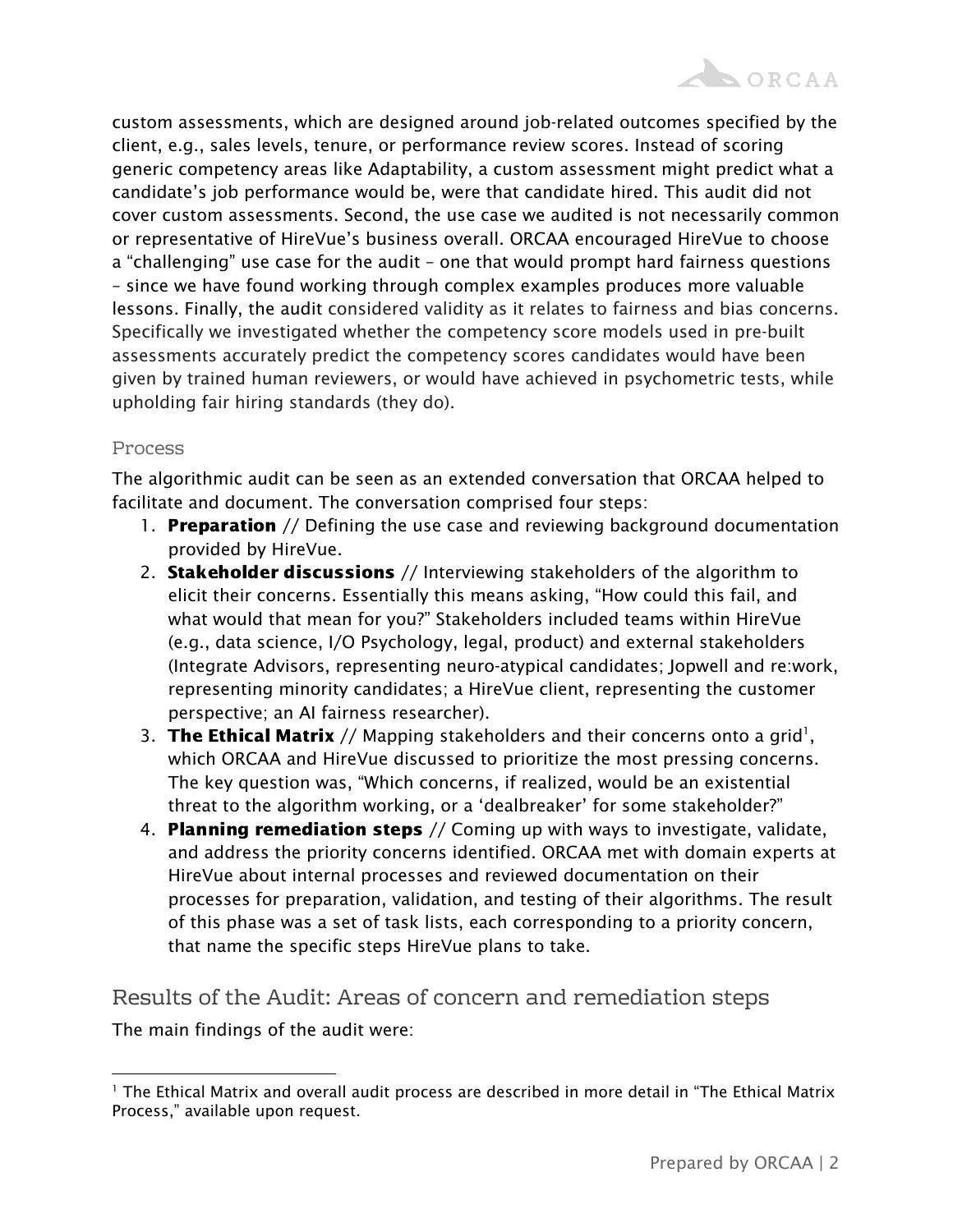custom assessments, which are designed around job-related outcomes specified by the client, e.g., sales levels, tenure, or performance review scores. Instead of scoring generic competency areas like Adaptability, a custom assessment might predict what a candidate's job performance would be, were that candidate hired. This audit did not cover custom assessments. Second, the use case we audited is not necessarily common or representative of HireVue's business overall. ORCAA encouraged HireVue to choose a "challenging" use case for the audit – one that would prompt hard fairness questions – since we have found working through complex examples produces more valuable lessons. Finally, the audit considered validity as it relates to fairness and bias concerns. Specifically we investigated whether the competency score models used in pre-built assessments accurately predict the competency scores candidates would have been given by trained human reviewers, or would have achieved in psychometric tests, while upholding fair hiring standards (they do).

### Process

The algorithmic audit can be seen as an extended conversation that ORCAA helped to facilitate and document. The conversation comprised four steps:

1. **Preparation** // Defining the use case and reviewing background documentation provided by HireVue.
2. **Stakeholder discussions** // Interviewing stakeholders of the algorithm to elicit their concerns. Essentially this means asking, "How could this fail, and what would that mean for you?" Stakeholders included teams within HireVue (e.g., data science, I/O Psychology, legal, product) and external stakeholders (Integrate Advisors, representing neuro-atypical candidates; Jopwell and re:work, representing minority candidates; a HireVue client, representing the customer perspective; an AI fairness researcher).
3. **The Ethical Matrix** // Mapping stakeholders and their concerns onto a grid[1], which ORCAA and HireVue discussed to prioritize the most pressing concerns. The key question was, "Which concerns, if realized, would be an existential threat to the algorithm working, or a 'dealbreaker' for some stakeholder?"
4. **Planning remediation steps** // Coming up with ways to investigate, validate, and address the priority concerns identified. ORCAA met with domain experts at HireVue about internal processes and reviewed documentation on their processes for preparation, validation, and testing of their algorithms. The result of this phase was a set of task lists, each corresponding to a priority concern, that name the specific steps HireVue plans to take.

## Results of the Audit: Areas of concern and remediation steps

The main findings of the audit were:

[1] The Ethical Matrix and overall audit process are described in more detail in "The Ethical Matrix Process," available upon request.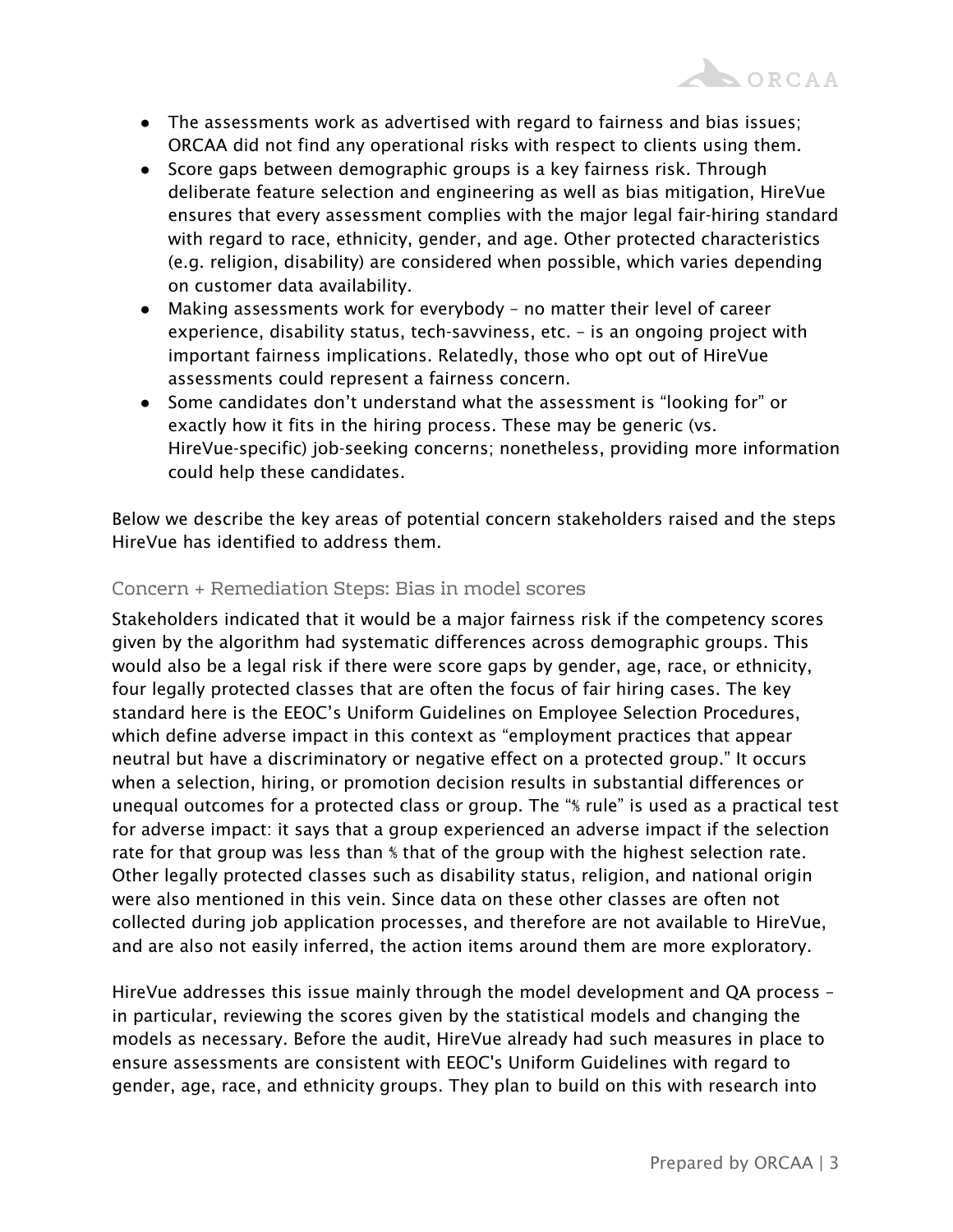- The assessments work as advertised with regard to fairness and bias issues; ORCAA did not find any operational risks with respect to clients using them.
- Score gaps between demographic groups is a key fairness risk. Through deliberate feature selection and engineering as well as bias mitigation, HireVue ensures that every assessment complies with the major legal fair-hiring standard with regard to race, ethnicity, gender, and age. Other protected characteristics (e.g. religion, disability) are considered when possible, which varies depending on customer data availability.
- Making assessments work for everybody – no matter their level of career experience, disability status, tech-savviness, etc. – is an ongoing project with important fairness implications. Relatedly, those who opt out of HireVue assessments could represent a fairness concern.
- Some candidates don't understand what the assessment is "looking for" or exactly how it fits in the hiring process. These may be generic (vs. HireVue-specific) job-seeking concerns; nonetheless, providing more information could help these candidates.

Below we describe the key areas of potential concern stakeholders raised and the steps HireVue has identified to address them.

### Concern + Remediation Steps: Bias in model scores

Stakeholders indicated that it would be a major fairness risk if the competency scores given by the algorithm had systematic differences across demographic groups. This would also be a legal risk if there were score gaps by gender, age, race, or ethnicity, four legally protected classes that are often the focus of fair hiring cases. The key standard here is the EEOC's Uniform Guidelines on Employee Selection Procedures, which define adverse impact in this context as "employment practices that appear neutral but have a discriminatory or negative effect on a protected group." It occurs when a selection, hiring, or promotion decision results in substantial differences or unequal outcomes for a protected class or group. The "⅘ rule" is used as a practical test for adverse impact: it says that a group experienced an adverse impact if the selection rate for that group was less than ⅘ that of the group with the highest selection rate. Other legally protected classes such as disability status, religion, and national origin were also mentioned in this vein. Since data on these other classes are often not collected during job application processes, and therefore are not available to HireVue, and are also not easily inferred, the action items around them are more exploratory.

HireVue addresses this issue mainly through the model development and QA process – in particular, reviewing the scores given by the statistical models and changing the models as necessary. Before the audit, HireVue already had such measures in place to ensure assessments are consistent with EEOC's Uniform Guidelines with regard to gender, age, race, and ethnicity groups. They plan to build on this with research into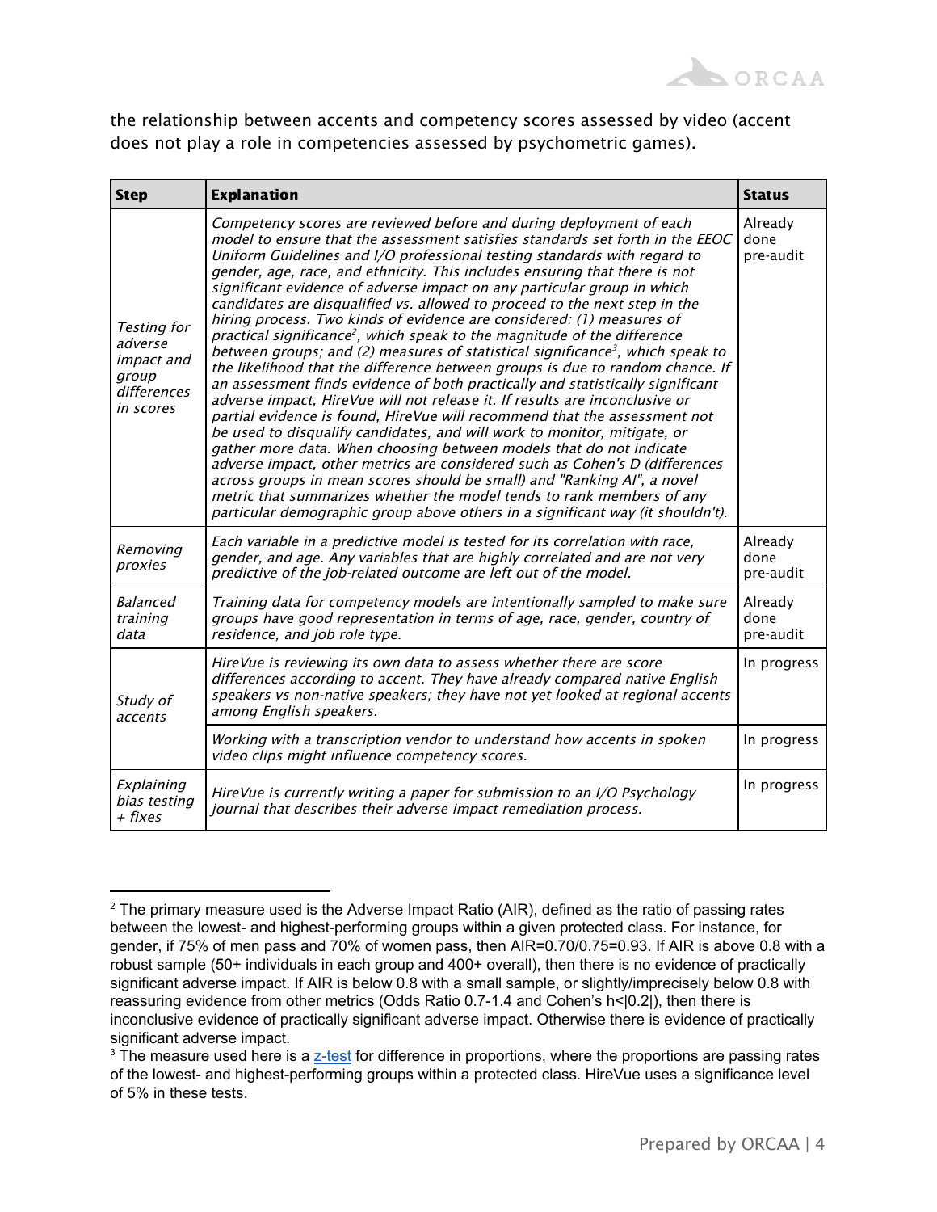the relationship between accents and competency scores assessed by video (accent does not play a role in competencies assessed by psychometric games).

| Step | Explanation | Status |
|---|---|---|
| *Testing for adverse impact and group differences in scores* | *Competency scores are reviewed before and during deployment of each model to ensure that the assessment satisfies standards set forth in the EEOC Uniform Guidelines and I/O professional testing standards with regard to gender, age, race, and ethnicity. This includes ensuring that there is not significant evidence of adverse impact on any particular group in which candidates are disqualified vs. allowed to proceed to the next step in the hiring process. Two kinds of evidence are considered: (1) measures of practical significance[2], which speak to the magnitude of the difference between groups; and (2) measures of statistical significance[3], which speak to the likelihood that the difference between groups is due to random chance. If an assessment finds evidence of both practically and statistically significant adverse impact, HireVue will not release it. If results are inconclusive or partial evidence is found, HireVue will recommend that the assessment not be used to disqualify candidates, and will work to monitor, mitigate, or gather more data. When choosing between models that do not indicate adverse impact, other metrics are considered such as Cohen's D (differences across groups in mean scores should be small) and "Ranking AI", a novel metric that summarizes whether the model tends to rank members of any particular demographic group above others in a significant way (it shouldn't).* | Already done pre-audit |
| *Removing proxies* | *Each variable in a predictive model is tested for its correlation with race, gender, and age. Any variables that are highly correlated and are not very predictive of the job-related outcome are left out of the model.* | Already done pre-audit |
| *Balanced training data* | *Training data for competency models are intentionally sampled to make sure groups have good representation in terms of age, race, gender, country of residence, and job role type.* | Already done pre-audit |
| *Study of accents* | *HireVue is reviewing its own data to assess whether there are score differences according to accent. They have already compared native English speakers vs non-native speakers; they have not yet looked at regional accents among English speakers.* | In progress |
| | *Working with a transcription vendor to understand how accents in spoken video clips might influence competency scores.* | In progress |
| *Explaining bias testing + fixes* | *HireVue is currently writing a paper for submission to an I/O Psychology journal that describes their adverse impact remediation process.* | In progress |

[2] The primary measure used is the Adverse Impact Ratio (AIR), defined as the ratio of passing rates between the lowest- and highest-performing groups within a given protected class. For instance, for gender, if 75% of men pass and 70% of women pass, then AIR=0.70/0.75=0.93. If AIR is above 0.8 with a robust sample (50+ individuals in each group and 400+ overall), then there is no evidence of practically significant adverse impact. If AIR is below 0.8 with a small sample, or slightly/imprecisely below 0.8 with reassuring evidence from other metrics (Odds Ratio 0.7-1.4 and Cohen's $h<|0.2|$), then there is inconclusive evidence of practically significant adverse impact. Otherwise there is evidence of practically significant adverse impact.

[3] The measure used here is a z-test for difference in proportions, where the proportions are passing rates of the lowest- and highest-performing groups within a protected class. HireVue uses a significance level of 5% in these tests.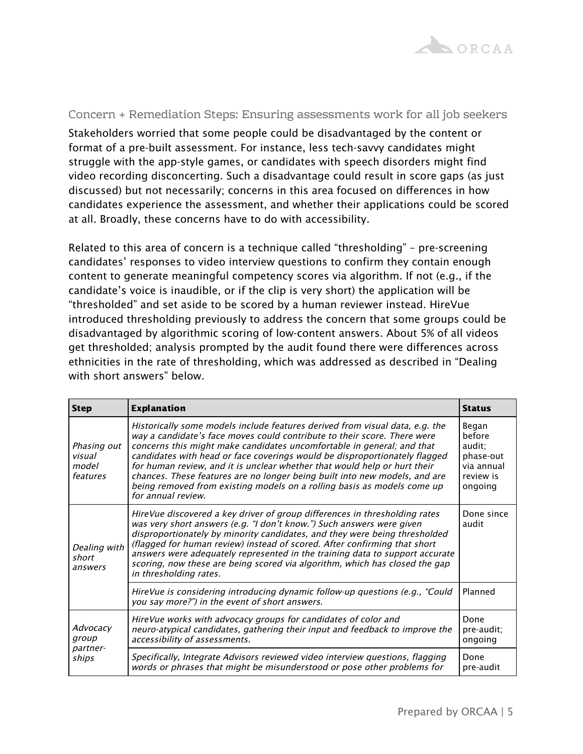### Concern + Remediation Steps: Ensuring assessments work for all job seekers

Stakeholders worried that some people could be disadvantaged by the content or format of a pre-built assessment. For instance, less tech-savvy candidates might struggle with the app-style games, or candidates with speech disorders might find video recording disconcerting. Such a disadvantage could result in score gaps (as just discussed) but not necessarily; concerns in this area focused on differences in how candidates experience the assessment, and whether their applications could be scored at all. Broadly, these concerns have to do with accessibility.

Related to this area of concern is a technique called "thresholding" – pre-screening candidates' responses to video interview questions to confirm they contain enough content to generate meaningful competency scores via algorithm. If not (e.g., if the candidate's voice is inaudible, or if the clip is very short) the application will be "thresholded" and set aside to be scored by a human reviewer instead. HireVue introduced thresholding previously to address the concern that some groups could be disadvantaged by algorithmic scoring of low-content answers. About 5% of all videos get thresholded; analysis prompted by the audit found there were differences across ethnicities in the rate of thresholding, which was addressed as described in "Dealing with short answers" below.

| Step | Explanation | Status |
|---|---|---|
| *Phasing out visual model features* | *Historically some models include features derived from visual data, e.g. the way a candidate's face moves could contribute to their score. There were concerns this might make candidates uncomfortable in general; and that candidates with head or face coverings would be disproportionately flagged for human review, and it is unclear whether that would help or hurt their chances. These features are no longer being built into new models, and are being removed from existing models on a rolling basis as models come up for annual review.* | Began before audit; phase-out via annual review is ongoing |
| *Dealing with short answers* | *HireVue discovered a key driver of group differences in thresholding rates was very short answers (e.g. "I don't know.") Such answers were given disproportionately by minority candidates, and they were being thresholded (flagged for human review) instead of scored. After confirming that short answers were adequately represented in the training data to support accurate scoring, now these are being scored via algorithm, which has closed the gap in thresholding rates.* | Done since audit |
| | *HireVue is considering introducing dynamic follow-up questions (e.g., "Could you say more?") in the event of short answers.* | Planned |
| *Advocacy group partner-ships* | *HireVue works with advocacy groups for candidates of color and neuro-atypical candidates, gathering their input and feedback to improve the accessibility of assessments.* | Done pre-audit; ongoing |
| | *Specifically, Integrate Advisors reviewed video interview questions, flagging words or phrases that might be misunderstood or pose other problems for* | Done pre-audit |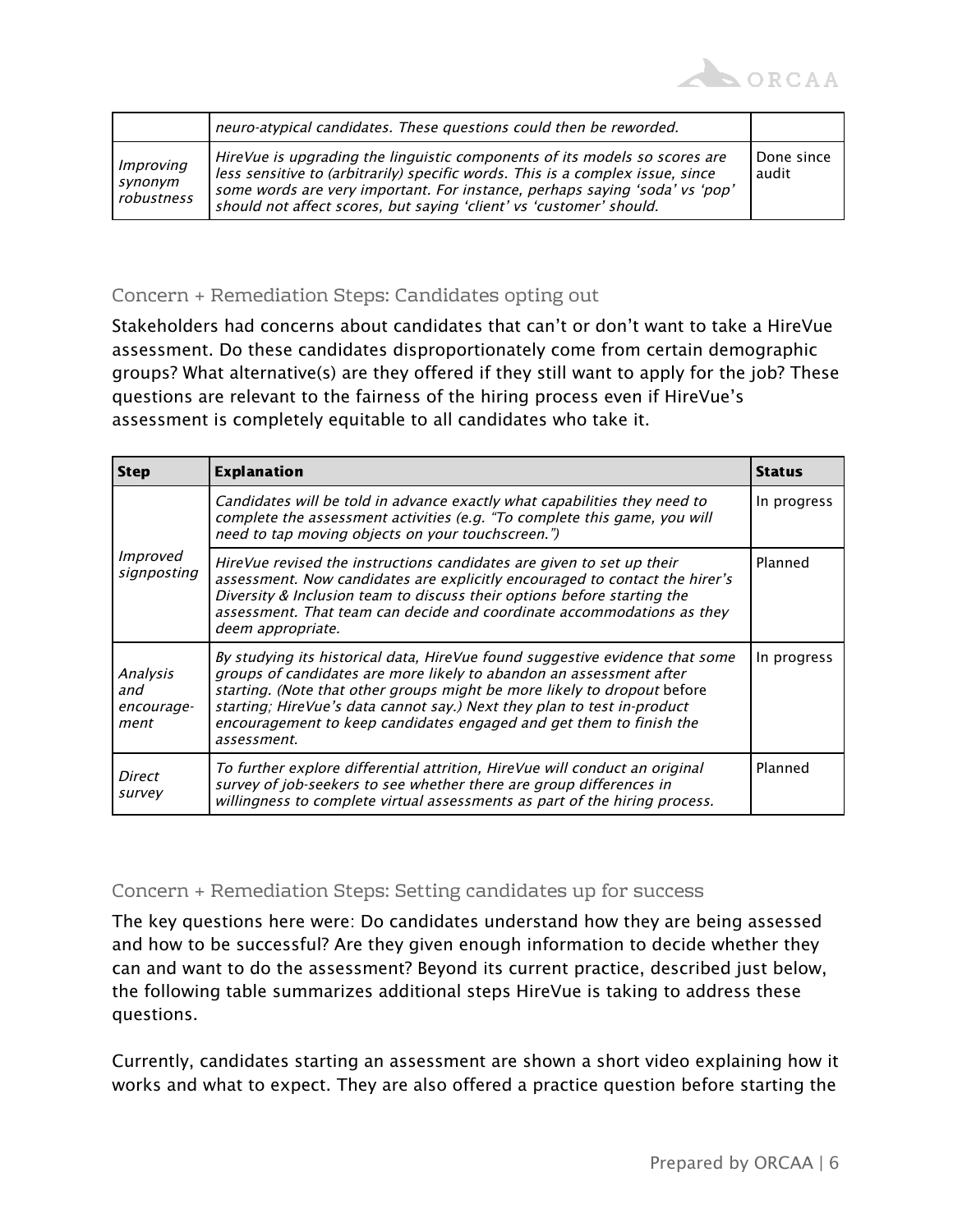| | *neuro-atypical candidates. These questions could then be reworded.* | |
|---|---|---|
| *Improving synonym robustness* | *HireVue is upgrading the linguistic components of its models so scores are less sensitive to (arbitrarily) specific words. This is a complex issue, since some words are very important. For instance, perhaps saying 'soda' vs 'pop' should not affect scores, but saying 'client' vs 'customer' should.* | Done since audit |

### Concern + Remediation Steps: Candidates opting out

Stakeholders had concerns about candidates that can't or don't want to take a HireVue assessment. Do these candidates disproportionately come from certain demographic groups? What alternative(s) are they offered if they still want to apply for the job? These questions are relevant to the fairness of the hiring process even if HireVue's assessment is completely equitable to all candidates who take it.

| Step | Explanation | Status |
|---|---|---|
| *Improved signposting* | *Candidates will be told in advance exactly what capabilities they need to complete the assessment activities (e.g. "To complete this game, you will need to tap moving objects on your touchscreen.")* | In progress |
| | *HireVue revised the instructions candidates are given to set up their assessment. Now candidates are explicitly encouraged to contact the hirer's Diversity & Inclusion team to discuss their options before starting the assessment. That team can decide and coordinate accommodations as they deem appropriate.* | Planned |
| *Analysis and encouragement* | *By studying its historical data, HireVue found suggestive evidence that some groups of candidates are more likely to abandon an assessment after starting. (Note that other groups might be more likely to dropout* before *starting; HireVue's data cannot say.) Next they plan to test in-product encouragement to keep candidates engaged and get them to finish the assessment.* | In progress |
| *Direct survey* | *To further explore differential attrition, HireVue will conduct an original survey of job-seekers to see whether there are group differences in willingness to complete virtual assessments as part of the hiring process.* | Planned |

### Concern + Remediation Steps: Setting candidates up for success

The key questions here were: Do candidates understand how they are being assessed and how to be successful? Are they given enough information to decide whether they can and want to do the assessment? Beyond its current practice, described just below, the following table summarizes additional steps HireVue is taking to address these questions.

Currently, candidates starting an assessment are shown a short video explaining how it works and what to expect. They are also offered a practice question before starting the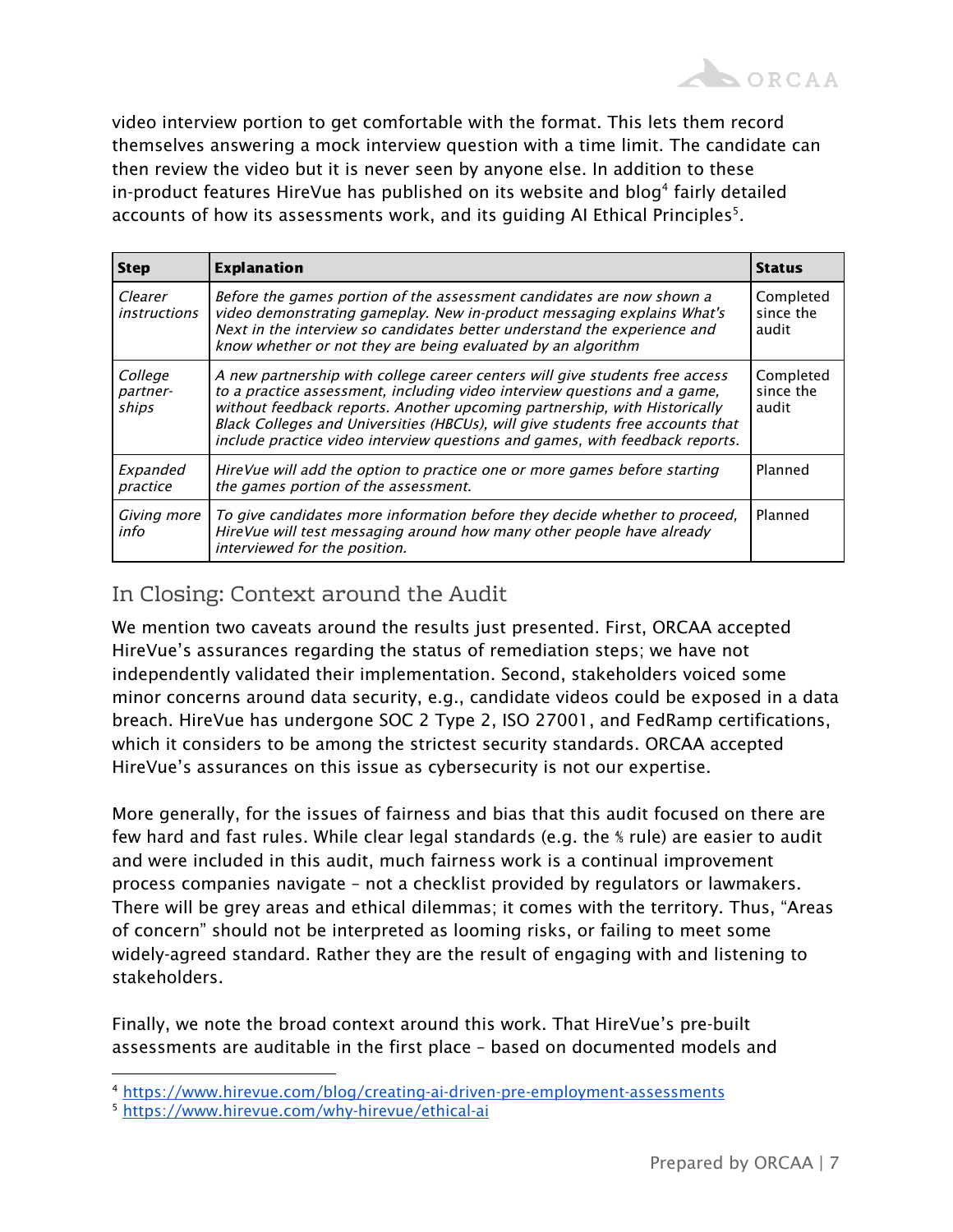video interview portion to get comfortable with the format. This lets them record themselves answering a mock interview question with a time limit. The candidate can then review the video but it is never seen by anyone else. In addition to these in-product features HireVue has published on its website and blog[4] fairly detailed accounts of how its assessments work, and its guiding AI Ethical Principles[5].

| Step | Explanation | Status |
|---|---|---|
| *Clearer instructions* | *Before the games portion of the assessment candidates are now shown a video demonstrating gameplay. New in-product messaging explains What's Next in the interview so candidates better understand the experience and know whether or not they are being evaluated by an algorithm* | Completed since the audit |
| *College partner-ships* | *A new partnership with college career centers will give students free access to a practice assessment, including video interview questions and a game, without feedback reports. Another upcoming partnership, with Historically Black Colleges and Universities (HBCUs), will give students free accounts that include practice video interview questions and games, with feedback reports.* | Completed since the audit |
| *Expanded practice* | *HireVue will add the option to practice one or more games before starting the games portion of the assessment.* | Planned |
| *Giving more info* | *To give candidates more information before they decide whether to proceed, HireVue will test messaging around how many other people have already interviewed for the position.* | Planned |

## In Closing: Context around the Audit

We mention two caveats around the results just presented. First, ORCAA accepted HireVue's assurances regarding the status of remediation steps; we have not independently validated their implementation. Second, stakeholders voiced some minor concerns around data security, e.g., candidate videos could be exposed in a data breach. HireVue has undergone SOC 2 Type 2, ISO 27001, and FedRamp certifications, which it considers to be among the strictest security standards. ORCAA accepted HireVue's assurances on this issue as cybersecurity is not our expertise.

More generally, for the issues of fairness and bias that this audit focused on there are few hard and fast rules. While clear legal standards (e.g. the ⅘ rule) are easier to audit and were included in this audit, much fairness work is a continual improvement process companies navigate – not a checklist provided by regulators or lawmakers. There will be grey areas and ethical dilemmas; it comes with the territory. Thus, "Areas of concern" should not be interpreted as looming risks, or failing to meet some widely-agreed standard. Rather they are the result of engaging with and listening to stakeholders.

Finally, we note the broad context around this work. That HireVue's pre-built assessments are auditable in the first place – based on documented models and

[4] https://www.hirevue.com/blog/creating-ai-driven-pre-employment-assessments

[5] https://www.hirevue.com/why-hirevue/ethical-ai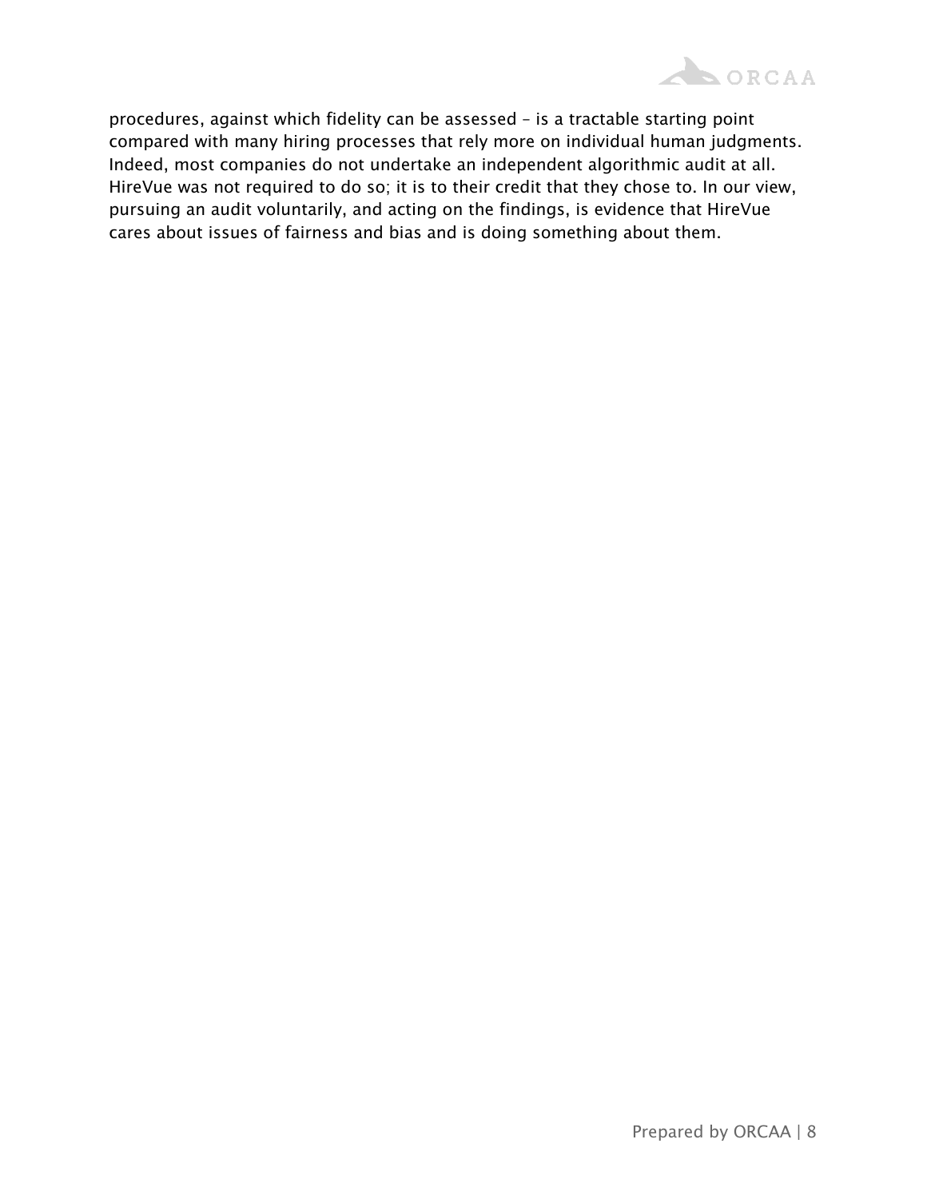procedures, against which fidelity can be assessed – is a tractable starting point compared with many hiring processes that rely more on individual human judgments. Indeed, most companies do not undertake an independent algorithmic audit at all. HireVue was not required to do so; it is to their credit that they chose to. In our view, pursuing an audit voluntarily, and acting on the findings, is evidence that HireVue cares about issues of fairness and bias and is doing something about them.